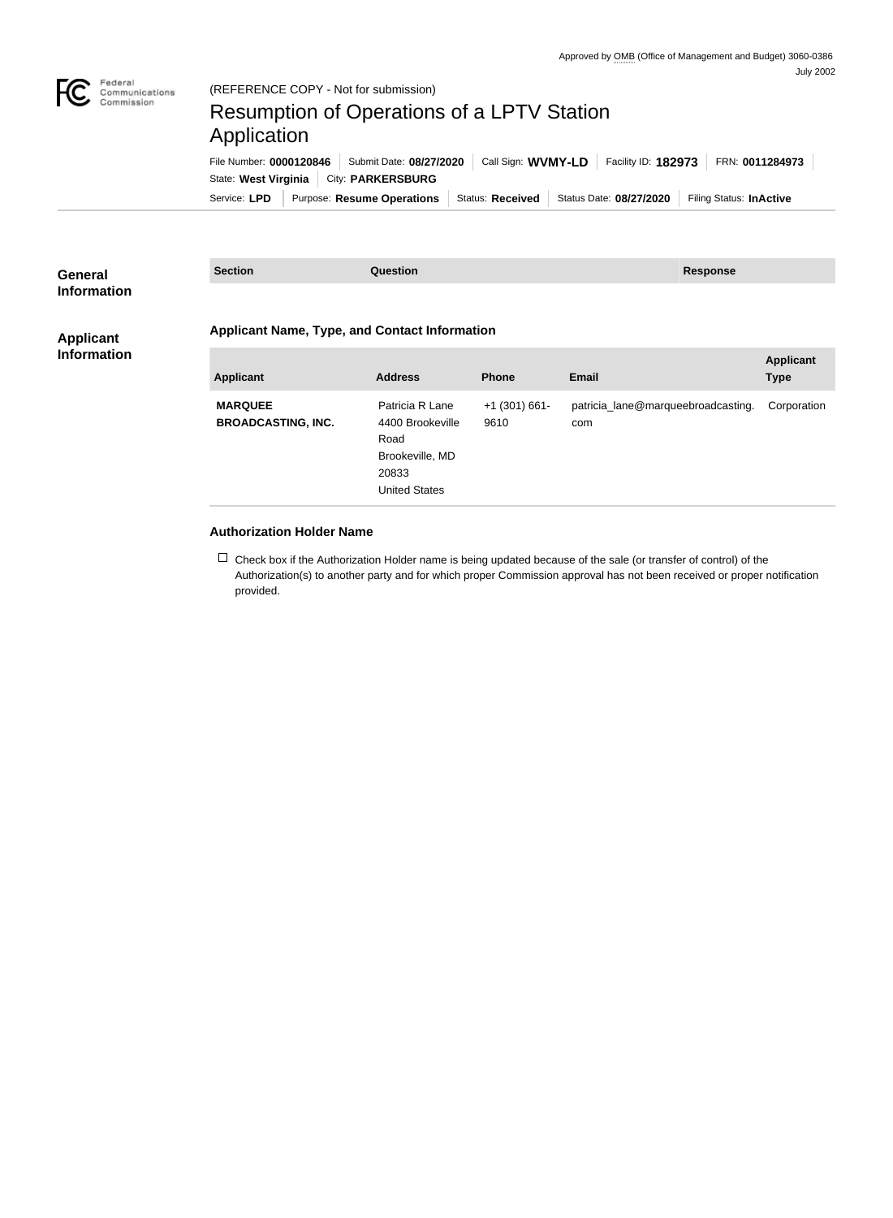Approved by OMB (Office of Management and Budget) 3060-0386
July 2002

Federal Communications Commission

(REFERENCE COPY - Not for submission)

# Resumption of Operations of a LPTV Station Application

File Number: **0000120846** | Submit Date: **08/27/2020** | Call Sign: **WVMY-LD** | Facility ID: **182973** | FRN: **0011284973**
State: **West Virginia** | City: **PARKERSBURG**
Service: **LPD** | Purpose: **Resume Operations** | Status: **Received** | Status Date: **08/27/2020** | Filing Status: **InActive**

## General Information

| Section | Question | Response |
|---|---|---|

## Applicant Information

### Applicant Name, Type, and Contact Information

| Applicant | Address | Phone | Email | Applicant Type |
|---|---|---|---|---|
| **MARQUEE BROADCASTING, INC.** | Patricia R Lane<br>4400 Brookeville Road<br>Brookeville, MD 20833<br>United States | +1 (301) 661-9610 | patricia_lane@marqueebroadcasting.com | Corporation |

### Authorization Holder Name

☐ Check box if the Authorization Holder name is being updated because of the sale (or transfer of control) of the Authorization(s) to another party and for which proper Commission approval has not been received or proper notification provided.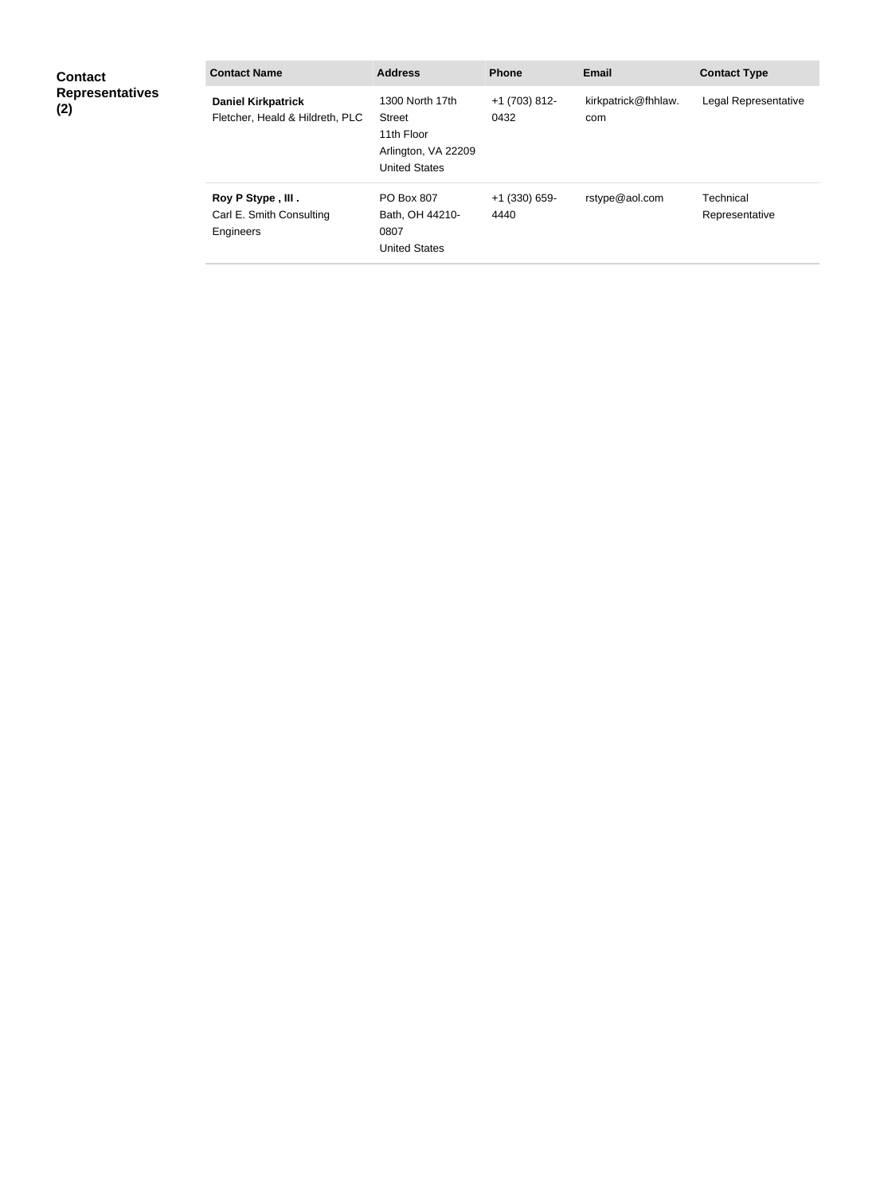**Contact Representatives (2)**

| Contact Name | Address | Phone | Email | Contact Type |
|---|---|---|---|---|
| **Daniel Kirkpatrick** Fletcher, Heald & Hildreth, PLC | 1300 North 17th Street 11th Floor Arlington, VA 22209 United States | +1 (703) 812-0432 | kirkpatrick@fhhlaw.com | Legal Representative |
| **Roy P Stype , III .** Carl E. Smith Consulting Engineers | PO Box 807 Bath, OH 44210-0807 United States | +1 (330) 659-4440 | rstype@aol.com | Technical Representative |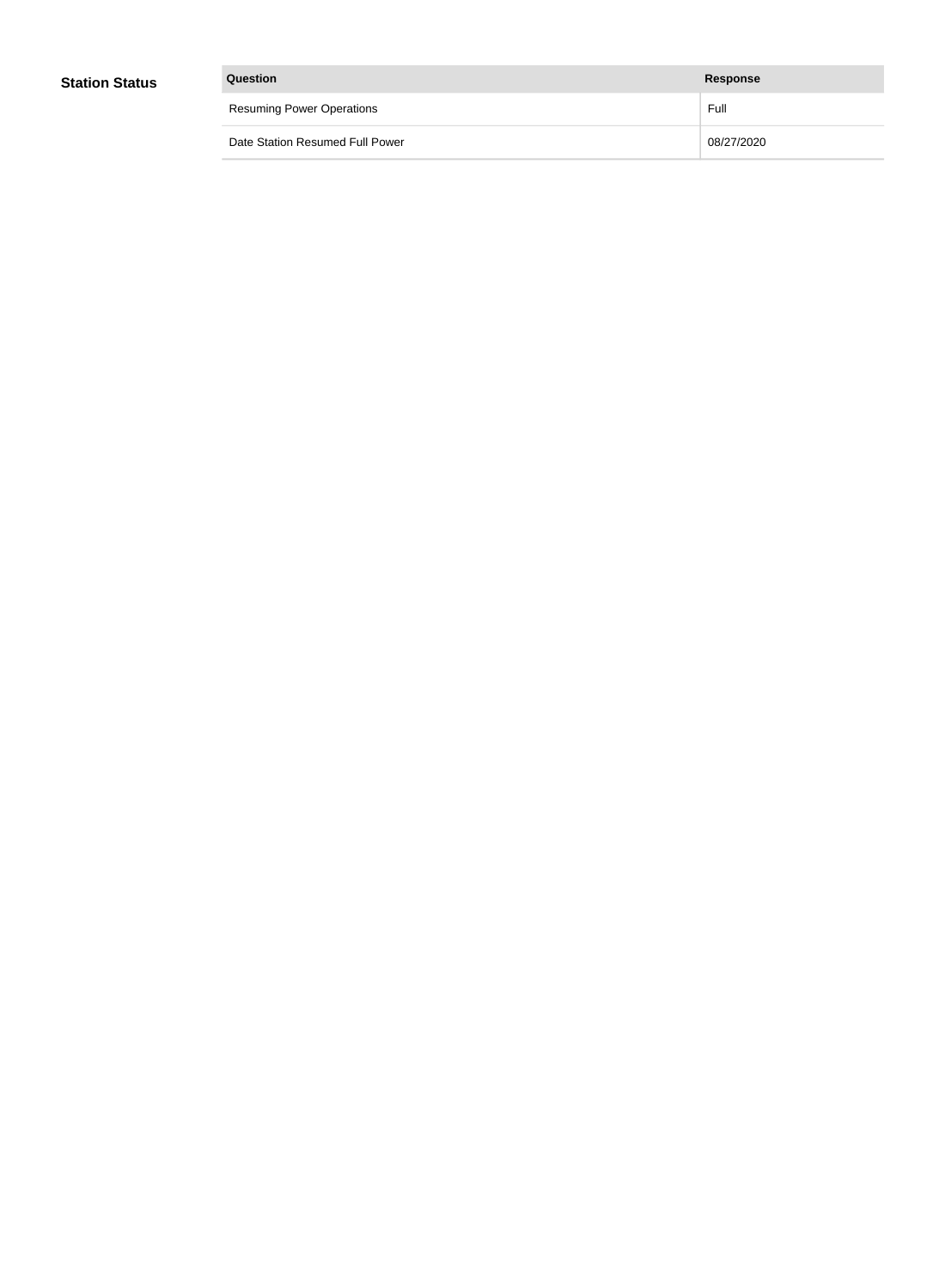**Station Status**

| Question | Response |
| --- | --- |
| Resuming Power Operations | Full |
| Date Station Resumed Full Power | 08/27/2020 |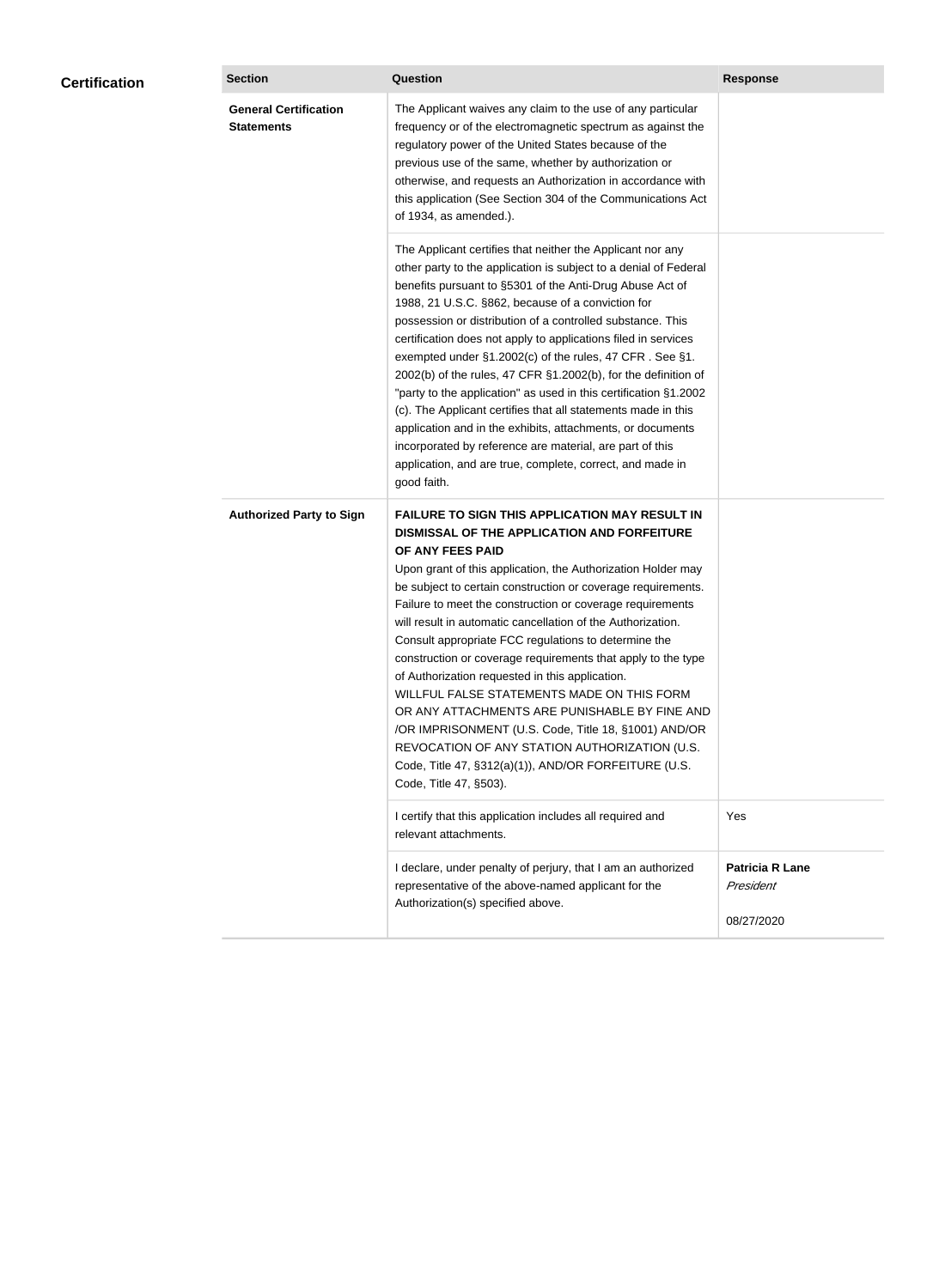## Certification

| Section | Question | Response |
| --- | --- | --- |
| **General Certification Statements** | The Applicant waives any claim to the use of any particular frequency or of the electromagnetic spectrum as against the regulatory power of the United States because of the previous use of the same, whether by authorization or otherwise, and requests an Authorization in accordance with this application (See Section 304 of the Communications Act of 1934, as amended.). | |
| | The Applicant certifies that neither the Applicant nor any other party to the application is subject to a denial of Federal benefits pursuant to §5301 of the Anti-Drug Abuse Act of 1988, 21 U.S.C. §862, because of a conviction for possession or distribution of a controlled substance. This certification does not apply to applications filed in services exempted under §1.2002(c) of the rules, 47 CFR . See §1.2002(b) of the rules, 47 CFR §1.2002(b), for the definition of "party to the application" as used in this certification §1.2002(c). The Applicant certifies that all statements made in this application and in the exhibits, attachments, or documents incorporated by reference are material, are part of this application, and are true, complete, correct, and made in good faith. | |
| **Authorized Party to Sign** | **FAILURE TO SIGN THIS APPLICATION MAY RESULT IN DISMISSAL OF THE APPLICATION AND FORFEITURE OF ANY FEES PAID** Upon grant of this application, the Authorization Holder may be subject to certain construction or coverage requirements. Failure to meet the construction or coverage requirements will result in automatic cancellation of the Authorization. Consult appropriate FCC regulations to determine the construction or coverage requirements that apply to the type of Authorization requested in this application. WILLFUL FALSE STATEMENTS MADE ON THIS FORM OR ANY ATTACHMENTS ARE PUNISHABLE BY FINE AND /OR IMPRISONMENT (U.S. Code, Title 18, §1001) AND/OR REVOCATION OF ANY STATION AUTHORIZATION (U.S. Code, Title 47, §312(a)(1)), AND/OR FORFEITURE (U.S. Code, Title 47, §503). | |
| | I certify that this application includes all required and relevant attachments. | Yes |
| | I declare, under penalty of perjury, that I am an authorized representative of the above-named applicant for the Authorization(s) specified above. | **Patricia R Lane** *President* 08/27/2020 |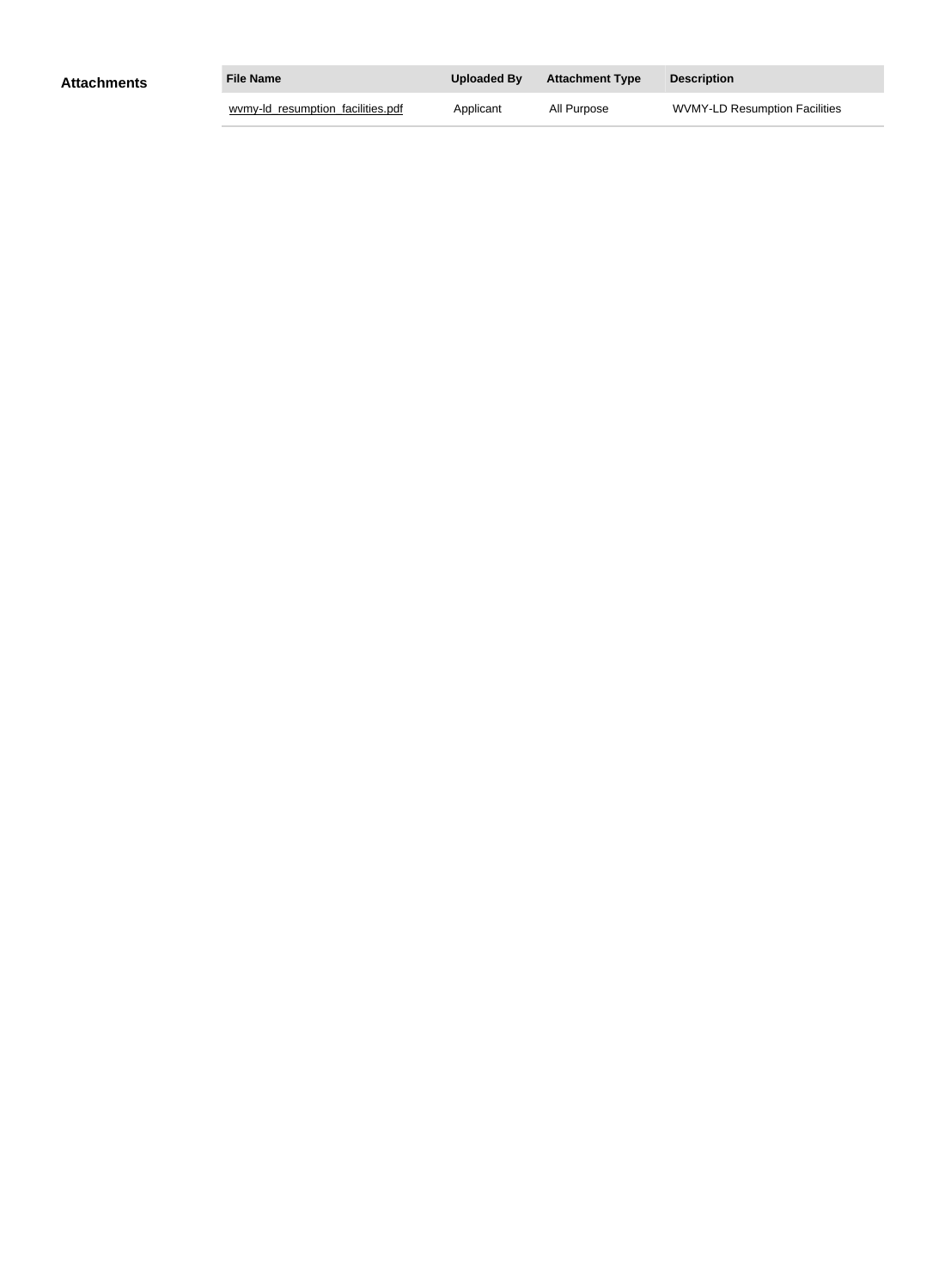## Attachments

| File Name | Uploaded By | Attachment Type | Description |
| --- | --- | --- | --- |
| wvmy-ld_resumption_facilities.pdf | Applicant | All Purpose | WVMY-LD Resumption Facilities |